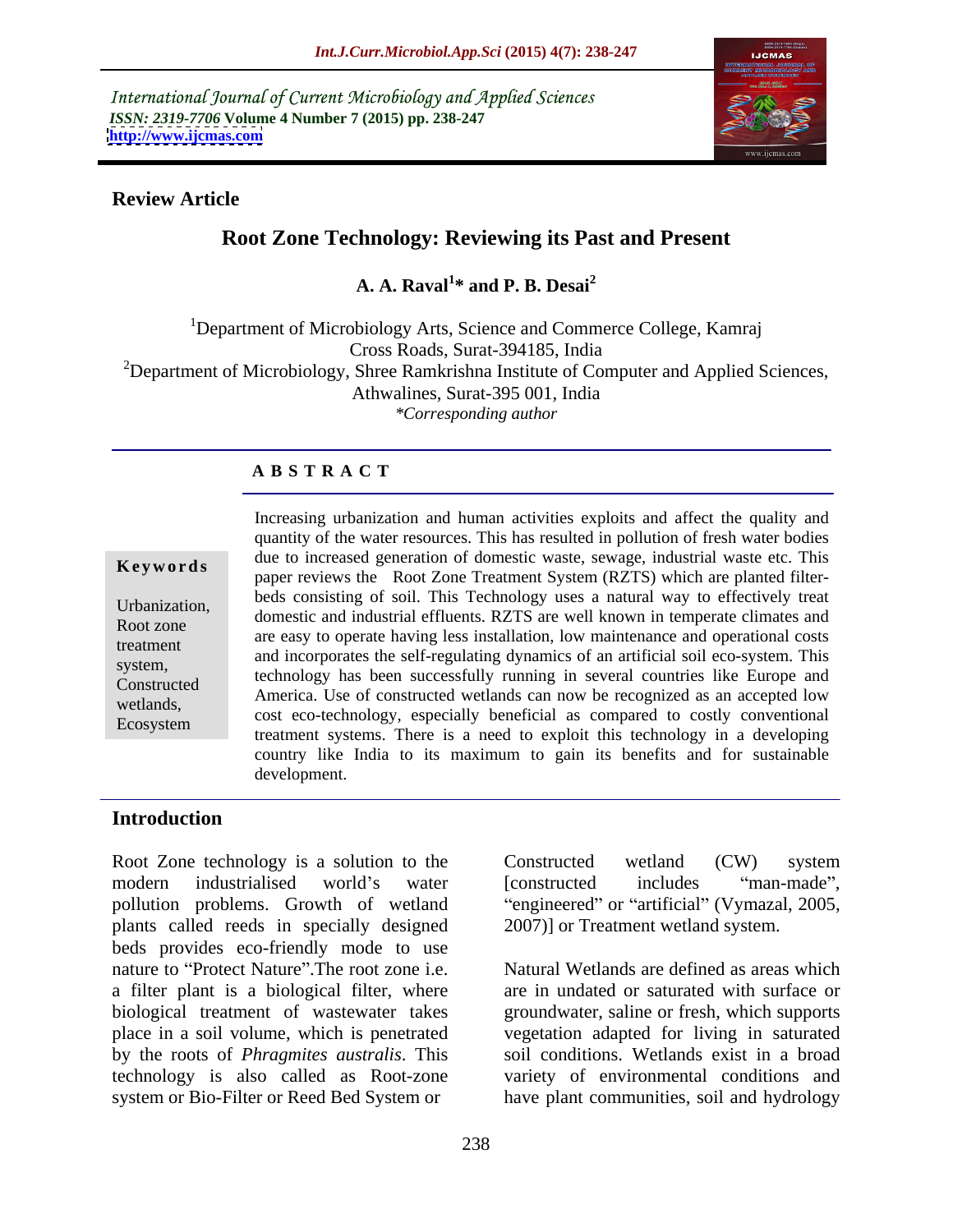International Journal of Current Microbiology and Applied Sciences
*ISSN: 2319-7706* **Volume 4 Number 7 (2015) pp. 238-247**
**http://www.ijcmas.com**

**Review Article**

# Root Zone Technology: Reviewing its Past and Present

**A. A. Raval[1]* and P. B. Desai[2]**

[1]Department of Microbiology Arts, Science and Commerce College, Kamraj Cross Roads, Surat-394185, India
[2]Department of Microbiology, Shree Ramkrishna Institute of Computer and Applied Sciences, Athwalines, Surat-395 001, India
*\*Corresponding author*

## A B S T R A C T

**Keywords**

Urbanization, Root zone treatment system, Constructed wetlands, Ecosystem

Increasing urbanization and human activities exploits and affect the quality and quantity of the water resources. This has resulted in pollution of fresh water bodies due to increased generation of domestic waste, sewage, industrial waste etc. This paper reviews the Root Zone Treatment System (RZTS) which are planted filter-beds consisting of soil. This Technology uses a natural way to effectively treat domestic and industrial effluents. RZTS are well known in temperate climates and are easy to operate having less installation, low maintenance and operational costs and incorporates the self-regulating dynamics of an artificial soil eco-system. This technology has been successfully running in several countries like Europe and America. Use of constructed wetlands can now be recognized as an accepted low cost eco-technology, especially beneficial as compared to costly conventional treatment systems. There is a need to exploit this technology in a developing country like India to its maximum to gain its benefits and for sustainable development.

## Introduction

Root Zone technology is a solution to the modern industrialised world's water pollution problems. Growth of wetland plants called reeds in specially designed beds provides eco-friendly mode to use nature to "Protect Nature".The root zone i.e. a filter plant is a biological filter, where biological treatment of wastewater takes place in a soil volume, which is penetrated by the roots of *Phragmites australis*. This technology is also called as Root-zone system or Bio-Filter or Reed Bed System or Constructed wetland (CW) system [constructed includes "man-made", "engineered" or "artificial" (Vymazal, 2005, 2007)] or Treatment wetland system.

Natural Wetlands are defined as areas which are in undated or saturated with surface or groundwater, saline or fresh, which supports vegetation adapted for living in saturated soil conditions. Wetlands exist in a broad variety of environmental conditions and have plant communities, soil and hydrology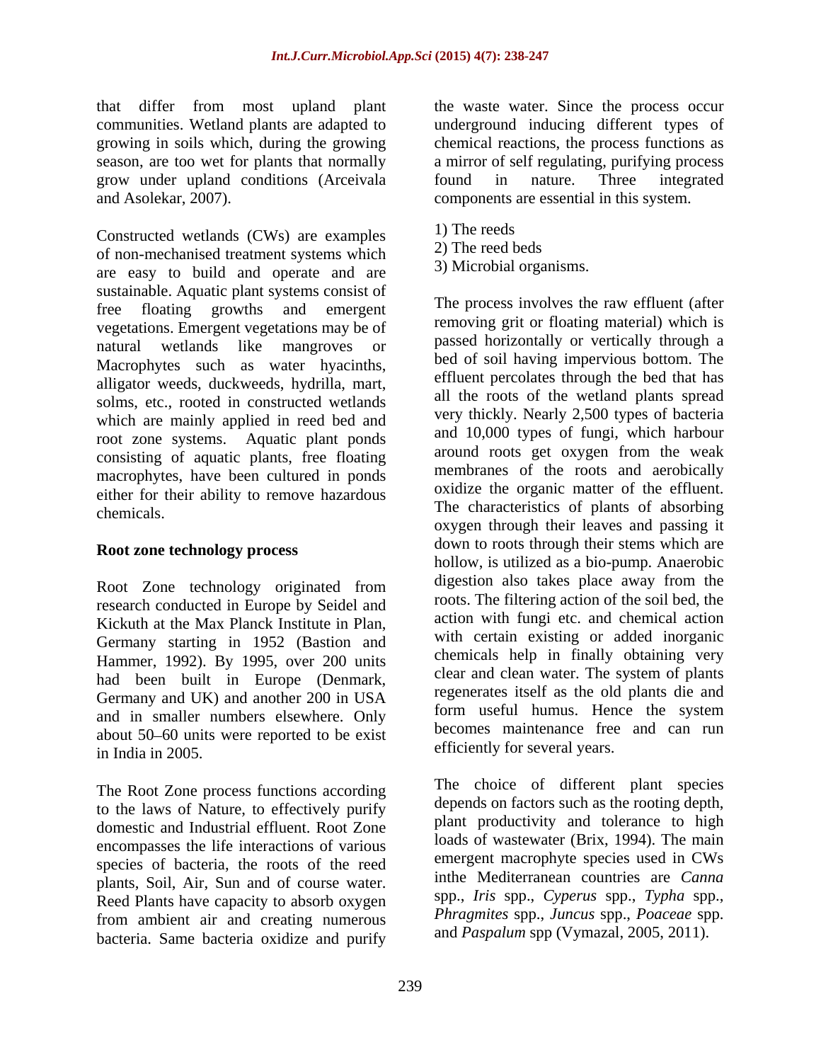that differ from most upland plant communities. Wetland plants are adapted to growing in soils which, during the growing season, are too wet for plants that normally grow under upland conditions (Arceivala and Asolekar, 2007).

Constructed wetlands (CWs) are examples of non-mechanised treatment systems which are easy to build and operate and are sustainable. Aquatic plant systems consist of free floating growths and emergent vegetations. Emergent vegetations may be of natural wetlands like mangroves or Macrophytes such as water hyacinths, alligator weeds, duckweeds, hydrilla, mart, solms, etc., rooted in constructed wetlands which are mainly applied in reed bed and root zone systems. Aquatic plant ponds consisting of aquatic plants, free floating macrophytes, have been cultured in ponds either for their ability to remove hazardous chemicals.

## Root zone technology process

Root Zone technology originated from research conducted in Europe by Seidel and Kickuth at the Max Planck Institute in Plan, Germany starting in 1952 (Bastion and Hammer, 1992). By 1995, over 200 units had been built in Europe (Denmark, Germany and UK) and another 200 in USA and in smaller numbers elsewhere. Only about 50–60 units were reported to be exist in India in 2005.

The Root Zone process functions according to the laws of Nature, to effectively purify domestic and Industrial effluent. Root Zone encompasses the life interactions of various species of bacteria, the roots of the reed plants, Soil, Air, Sun and of course water. Reed Plants have capacity to absorb oxygen from ambient air and creating numerous bacteria. Same bacteria oxidize and purify the waste water. Since the process occur underground inducing different types of chemical reactions, the process functions as a mirror of self regulating, purifying process found in nature. Three integrated components are essential in this system.

1) The reeds
2) The reed beds
3) Microbial organisms.

The process involves the raw effluent (after removing grit or floating material) which is passed horizontally or vertically through a bed of soil having impervious bottom. The effluent percolates through the bed that has all the roots of the wetland plants spread very thickly. Nearly 2,500 types of bacteria and 10,000 types of fungi, which harbour around roots get oxygen from the weak membranes of the roots and aerobically oxidize the organic matter of the effluent. The characteristics of plants of absorbing oxygen through their leaves and passing it down to roots through their stems which are hollow, is utilized as a bio-pump. Anaerobic digestion also takes place away from the roots. The filtering action of the soil bed, the action with fungi etc. and chemical action with certain existing or added inorganic chemicals help in finally obtaining very clear and clean water. The system of plants regenerates itself as the old plants die and form useful humus. Hence the system becomes maintenance free and can run efficiently for several years.

The choice of different plant species depends on factors such as the rooting depth, plant productivity and tolerance to high loads of wastewater (Brix, 1994). The main emergent macrophyte species used in CWs inthe Mediterranean countries are *Canna* spp., *Iris* spp., *Cyperus* spp., *Typha* spp., *Phragmites* spp., *Juncus* spp., *Poaceae* spp. and *Paspalum* spp (Vymazal, 2005, 2011).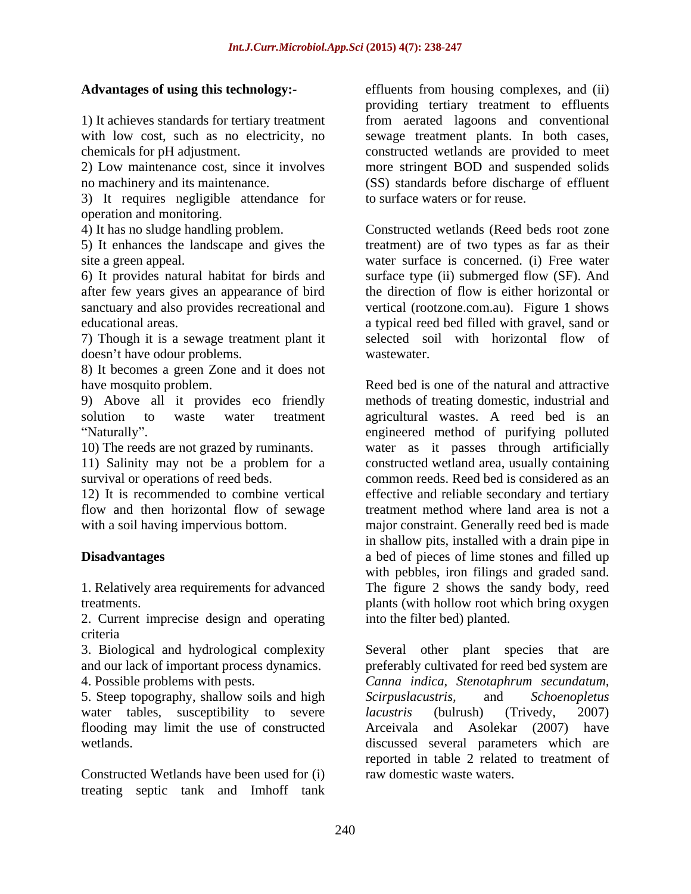**Advantages of using this technology:-**

1) It achieves standards for tertiary treatment with low cost, such as no electricity, no chemicals for pH adjustment.
2) Low maintenance cost, since it involves no machinery and its maintenance.
3) It requires negligible attendance for operation and monitoring.
4) It has no sludge handling problem.
5) It enhances the landscape and gives the site a green appeal.
6) It provides natural habitat for birds and after few years gives an appearance of bird sanctuary and also provides recreational and educational areas.
7) Though it is a sewage treatment plant it doesn't have odour problems.
8) It becomes a green Zone and it does not have mosquito problem.
9) Above all it provides eco friendly solution to waste water treatment "Naturally".
10) The reeds are not grazed by ruminants.
11) Salinity may not be a problem for a survival or operations of reed beds.
12) It is recommended to combine vertical flow and then horizontal flow of sewage with a soil having impervious bottom.

**Disadvantages**

1. Relatively area requirements for advanced treatments.
2. Current imprecise design and operating criteria
3. Biological and hydrological complexity and our lack of important process dynamics.
4. Possible problems with pests.
5. Steep topography, shallow soils and high water tables, susceptibility to severe flooding may limit the use of constructed wetlands.

Constructed Wetlands have been used for (i) treating septic tank and Imhoff tank effluents from housing complexes, and (ii) providing tertiary treatment to effluents from aerated lagoons and conventional sewage treatment plants. In both cases, constructed wetlands are provided to meet more stringent BOD and suspended solids (SS) standards before discharge of effluent to surface waters or for reuse.

Constructed wetlands (Reed beds root zone treatment) are of two types as far as their water surface is concerned. (i) Free water surface type (ii) submerged flow (SF). And the direction of flow is either horizontal or vertical (rootzone.com.au). Figure 1 shows a typical reed bed filled with gravel, sand or selected soil with horizontal flow of wastewater.

Reed bed is one of the natural and attractive methods of treating domestic, industrial and agricultural wastes. A reed bed is an engineered method of purifying polluted water as it passes through artificially constructed wetland area, usually containing common reeds. Reed bed is considered as an effective and reliable secondary and tertiary treatment method where land area is not a major constraint. Generally reed bed is made in shallow pits, installed with a drain pipe in a bed of pieces of lime stones and filled up with pebbles, iron filings and graded sand. The figure 2 shows the sandy body, reed plants (with hollow root which bring oxygen into the filter bed) planted.

Several other plant species that are preferably cultivated for reed bed system are *Canna indica*, *Stenotaphrum secundatum*, *Scirpuslacustris,* and *Schoenopletus lacustris* (bulrush) (Trivedy, 2007) Arceivala and Asolekar (2007) have discussed several parameters which are reported in table 2 related to treatment of raw domestic waste waters.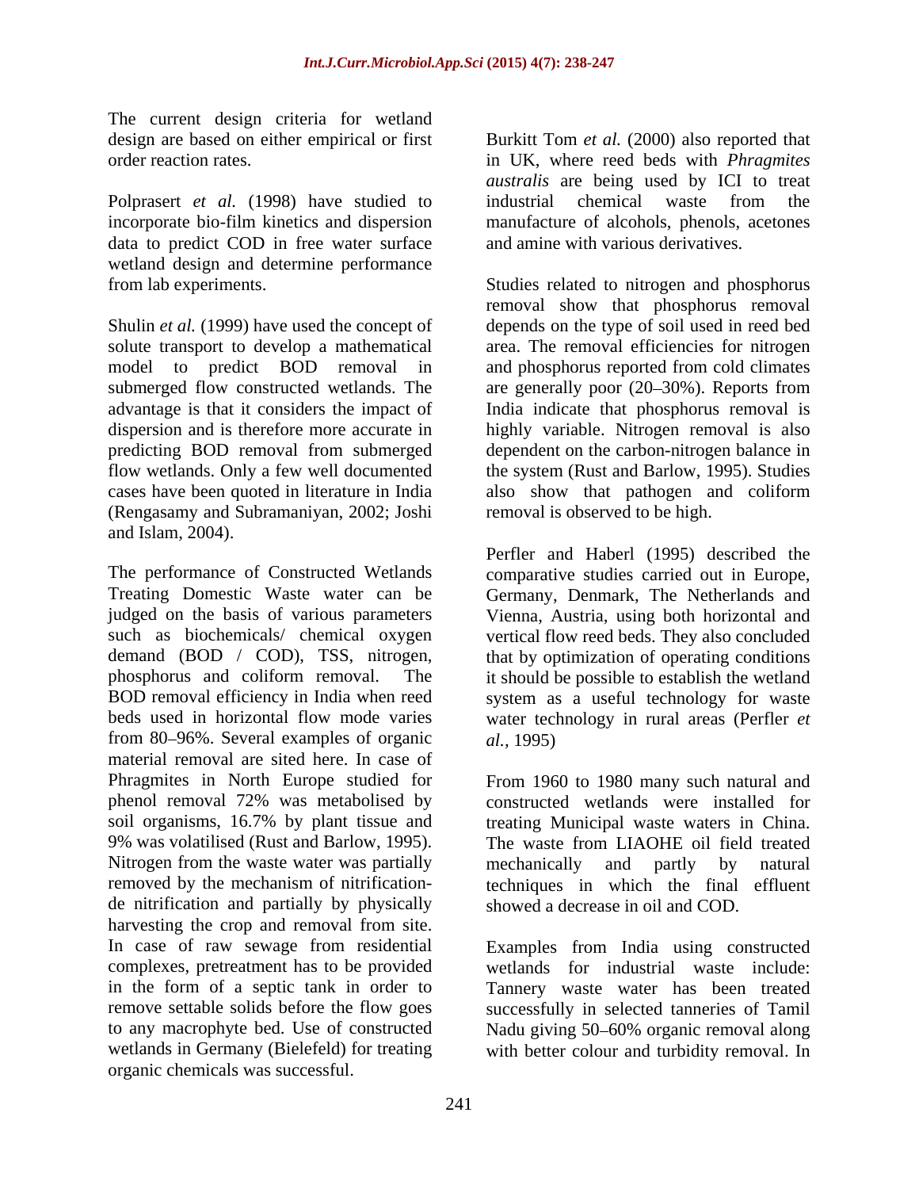The current design criteria for wetland design are based on either empirical or first order reaction rates.

Polprasert *et al.* (1998) have studied to incorporate bio-film kinetics and dispersion data to predict COD in free water surface wetland design and determine performance from lab experiments.

Shulin *et al.* (1999) have used the concept of solute transport to develop a mathematical model to predict BOD removal in submerged flow constructed wetlands. The advantage is that it considers the impact of dispersion and is therefore more accurate in predicting BOD removal from submerged flow wetlands. Only a few well documented cases have been quoted in literature in India (Rengasamy and Subramaniyan, 2002; Joshi and Islam, 2004).

The performance of Constructed Wetlands Treating Domestic Waste water can be judged on the basis of various parameters such as biochemicals/ chemical oxygen demand (BOD / COD), TSS, nitrogen, phosphorus and coliform removal. The BOD removal efficiency in India when reed beds used in horizontal flow mode varies from 80–96%. Several examples of organic material removal are sited here. In case of Phragmites in North Europe studied for phenol removal 72% was metabolised by soil organisms, 16.7% by plant tissue and 9% was volatilised (Rust and Barlow, 1995). Nitrogen from the waste water was partially removed by the mechanism of nitrification-de nitrification and partially by physically harvesting the crop and removal from site. In case of raw sewage from residential complexes, pretreatment has to be provided in the form of a septic tank in order to remove settable solids before the flow goes to any macrophyte bed. Use of constructed wetlands in Germany (Bielefeld) for treating organic chemicals was successful.

Burkitt Tom *et al.* (2000) also reported that in UK, where reed beds with *Phragmites australis* are being used by ICI to treat industrial chemical waste from the manufacture of alcohols, phenols, acetones and amine with various derivatives.

Studies related to nitrogen and phosphorus removal show that phosphorus removal depends on the type of soil used in reed bed area. The removal efficiencies for nitrogen and phosphorus reported from cold climates are generally poor (20–30%). Reports from India indicate that phosphorus removal is highly variable. Nitrogen removal is also dependent on the carbon-nitrogen balance in the system (Rust and Barlow, 1995). Studies also show that pathogen and coliform removal is observed to be high.

Perfler and Haberl (1995) described the comparative studies carried out in Europe, Germany, Denmark, The Netherlands and Vienna, Austria, using both horizontal and vertical flow reed beds. They also concluded that by optimization of operating conditions it should be possible to establish the wetland system as a useful technology for waste water technology in rural areas (Perfler *et al.,* 1995)

From 1960 to 1980 many such natural and constructed wetlands were installed for treating Municipal waste waters in China. The waste from LIAOHE oil field treated mechanically and partly by natural techniques in which the final effluent showed a decrease in oil and COD.

Examples from India using constructed wetlands for industrial waste include: Tannery waste water has been treated successfully in selected tanneries of Tamil Nadu giving 50–60% organic removal along with better colour and turbidity removal. In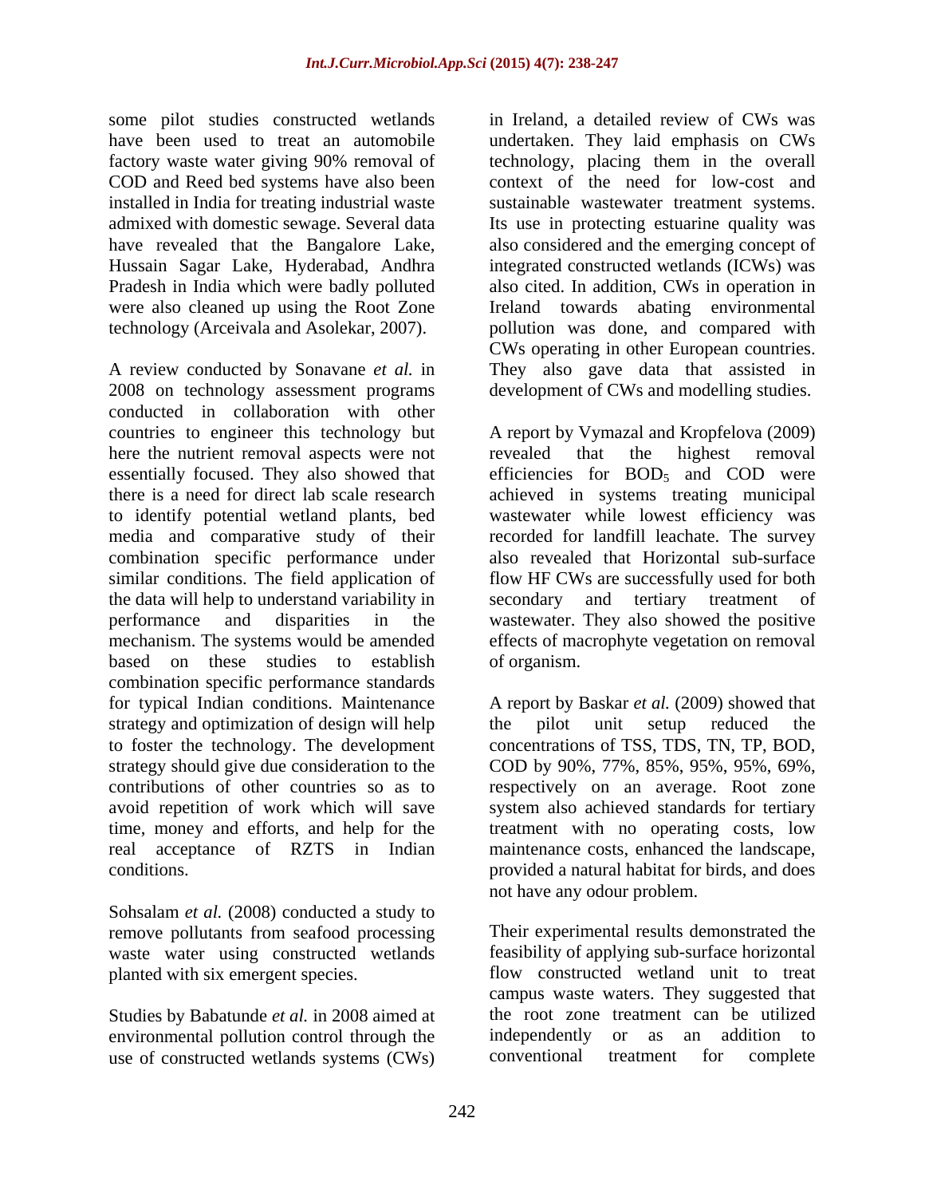some pilot studies constructed wetlands have been used to treat an automobile factory waste water giving 90% removal of COD and Reed bed systems have also been installed in India for treating industrial waste admixed with domestic sewage. Several data have revealed that the Bangalore Lake, Hussain Sagar Lake, Hyderabad, Andhra Pradesh in India which were badly polluted were also cleaned up using the Root Zone technology (Arceivala and Asolekar, 2007).

A review conducted by Sonavane *et al.* in 2008 on technology assessment programs conducted in collaboration with other countries to engineer this technology but here the nutrient removal aspects were not essentially focused. They also showed that there is a need for direct lab scale research to identify potential wetland plants, bed media and comparative study of their combination specific performance under similar conditions. The field application of the data will help to understand variability in performance and disparities in the mechanism. The systems would be amended based on these studies to establish combination specific performance standards for typical Indian conditions. Maintenance strategy and optimization of design will help to foster the technology. The development strategy should give due consideration to the contributions of other countries so as to avoid repetition of work which will save time, money and efforts, and help for the real acceptance of RZTS in Indian conditions.

Sohsalam *et al.* (2008) conducted a study to remove pollutants from seafood processing waste water using constructed wetlands planted with six emergent species.

Studies by Babatunde *et al.* in 2008 aimed at environmental pollution control through the use of constructed wetlands systems (CWs) in Ireland, a detailed review of CWs was undertaken. They laid emphasis on CWs technology, placing them in the overall context of the need for low-cost and sustainable wastewater treatment systems. Its use in protecting estuarine quality was also considered and the emerging concept of integrated constructed wetlands (ICWs) was also cited. In addition, CWs in operation in Ireland towards abating environmental pollution was done, and compared with CWs operating in other European countries. They also gave data that assisted in development of CWs and modelling studies.

A report by Vymazal and Kropfelova (2009) revealed that the highest removal efficiencies for $BOD_5$ and COD were achieved in systems treating municipal wastewater while lowest efficiency was recorded for landfill leachate. The survey also revealed that Horizontal sub-surface flow HF CWs are successfully used for both secondary and tertiary treatment of wastewater. They also showed the positive effects of macrophyte vegetation on removal of organism.

A report by Baskar *et al.* (2009) showed that the pilot unit setup reduced the concentrations of TSS, TDS, TN, TP, BOD, COD by 90%, 77%, 85%, 95%, 95%, 69%, respectively on an average. Root zone system also achieved standards for tertiary treatment with no operating costs, low maintenance costs, enhanced the landscape, provided a natural habitat for birds, and does not have any odour problem.

Their experimental results demonstrated the feasibility of applying sub-surface horizontal flow constructed wetland unit to treat campus waste waters. They suggested that the root zone treatment can be utilized independently or as an addition to conventional treatment for complete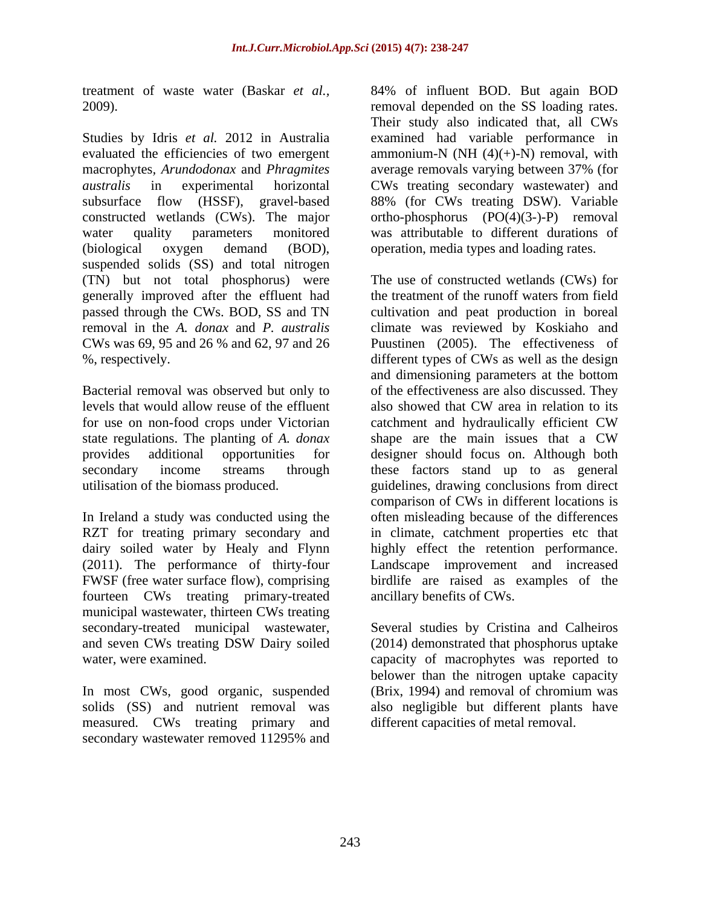treatment of waste water (Baskar *et al.*, 2009).

Studies by Idris *et al.* 2012 in Australia evaluated the efficiencies of two emergent macrophytes, *Arundodonax* and *Phragmites australis* in experimental horizontal subsurface flow (HSSF), gravel-based constructed wetlands (CWs). The major water quality parameters monitored (biological oxygen demand (BOD), suspended solids (SS) and total nitrogen (TN) but not total phosphorus) were generally improved after the effluent had passed through the CWs. BOD, SS and TN removal in the *A. donax* and *P. australis* CWs was 69, 95 and 26 % and 62, 97 and 26 %, respectively.

Bacterial removal was observed but only to levels that would allow reuse of the effluent for use on non-food crops under Victorian state regulations. The planting of *A. donax* provides additional opportunities for secondary income streams through utilisation of the biomass produced.

In Ireland a study was conducted using the RZT for treating primary secondary and dairy soiled water by Healy and Flynn (2011). The performance of thirty-four FWSF (free water surface flow), comprising fourteen CWs treating primary-treated municipal wastewater, thirteen CWs treating secondary-treated municipal wastewater, and seven CWs treating DSW Dairy soiled water, were examined.

In most CWs, good organic, suspended solids (SS) and nutrient removal was measured. CWs treating primary and secondary wastewater removed 11295% and 84% of influent BOD. But again BOD removal depended on the SS loading rates. Their study also indicated that, all CWs examined had variable performance in ammonium-N (NH (4)(+)-N) removal, with average removals varying between 37% (for CWs treating secondary wastewater) and 88% (for CWs treating DSW). Variable ortho-phosphorus (PO(4)(3-)-P) removal was attributable to different durations of operation, media types and loading rates.

The use of constructed wetlands (CWs) for the treatment of the runoff waters from field cultivation and peat production in boreal climate was reviewed by Koskiaho and Puustinen (2005). The effectiveness of different types of CWs as well as the design and dimensioning parameters at the bottom of the effectiveness are also discussed. They also showed that CW area in relation to its catchment and hydraulically efficient CW shape are the main issues that a CW designer should focus on. Although both these factors stand up to as general guidelines, drawing conclusions from direct comparison of CWs in different locations is often misleading because of the differences in climate, catchment properties etc that highly effect the retention performance. Landscape improvement and increased birdlife are raised as examples of the ancillary benefits of CWs.

Several studies by Cristina and Calheiros (2014) demonstrated that phosphorus uptake capacity of macrophytes was reported to belower than the nitrogen uptake capacity (Brix, 1994) and removal of chromium was also negligible but different plants have different capacities of metal removal.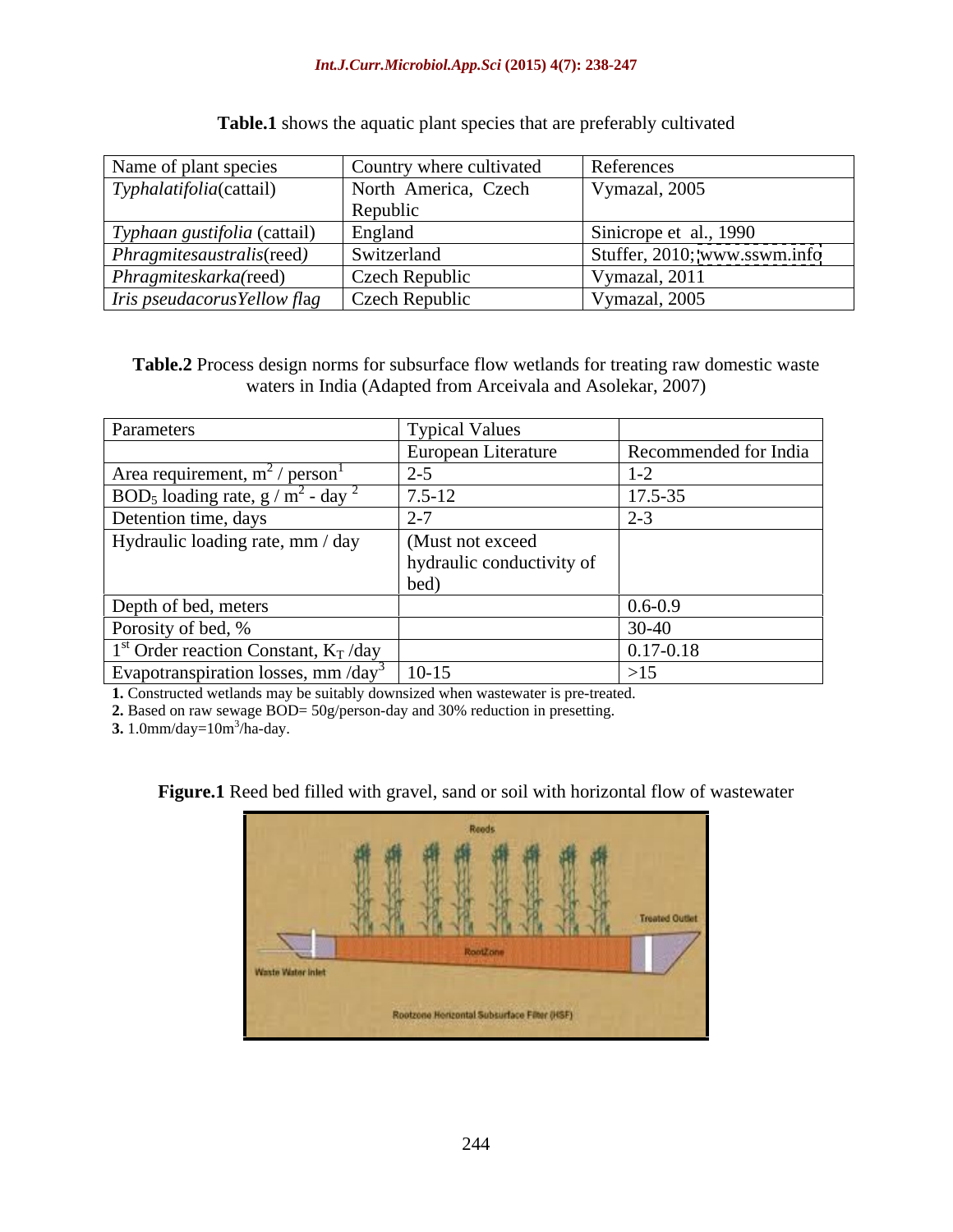**Table.1** shows the aquatic plant species that are preferably cultivated

| Name of plant species | Country where cultivated | References |
|---|---|---|
| *Typhalatifolia*(cattail) | North America, Czech Republic | Vymazal, 2005 |
| *Typhaan gustifolia* (cattail) | England | Sinicrope et al., 1990 |
| *Phragmitesaustralis*(reed) | Switzerland | Stuffer, 2010; www.sswm.info |
| *Phragmiteskarka*(reed) | Czech Republic | Vymazal, 2011 |
| *Iris pseudacorusYellow flag* | Czech Republic | Vymazal, 2005 |

**Table.2** Process design norms for subsurface flow wetlands for treating raw domestic waste waters in India (Adapted from Arceivala and Asolekar, 2007)

| Parameters | Typical Values | |
|---|---|---|
| | European Literature | Recommended for India |
| Area requirement, $m^2$ / person[1] | 2-5 | 1-2 |
| $BOD_5$ loading rate, g / $m^2$ - day [2] | 7.5-12 | 17.5-35 |
| Detention time, days | 2-7 | 2-3 |
| Hydraulic loading rate, mm / day | (Must not exceed hydraulic conductivity of bed) | |
| Depth of bed, meters | | 0.6-0.9 |
| Porosity of bed, % | | 30-40 |
| 1[st] Order reaction Constant, $K_T$ /day | | 0.17-0.18 |
| Evapotranspiration losses, mm /day[3] | 10-15 | >15 |

**1.** Constructed wetlands may be suitably downsized when wastewater is pre-treated.
**2.** Based on raw sewage BOD= 50g/person-day and 30% reduction in presetting.
**3.** 1.0mm/day=10$m^3$/ha-day.

**Figure.1** Reed bed filled with gravel, sand or soil with horizontal flow of wastewater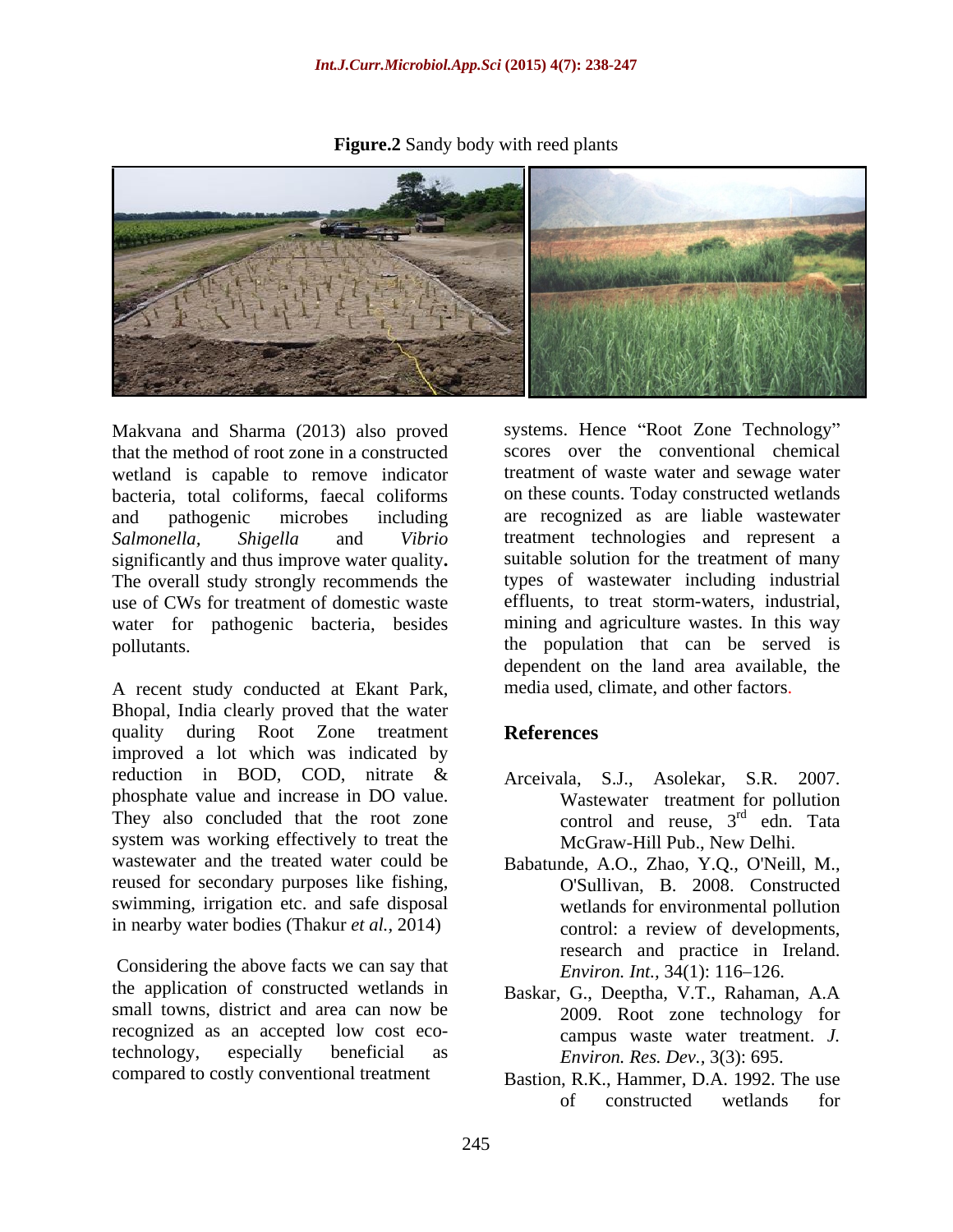**Figure.2** Sandy body with reed plants

Makvana and Sharma (2013) also proved that the method of root zone in a constructed wetland is capable to remove indicator bacteria, total coliforms, faecal coliforms and pathogenic microbes including *Salmonella, Shigella* and *Vibrio* significantly and thus improve water quality**.** The overall study strongly recommends the use of CWs for treatment of domestic waste water for pathogenic bacteria, besides pollutants.

A recent study conducted at Ekant Park, Bhopal, India clearly proved that the water quality during Root Zone treatment improved a lot which was indicated by reduction in BOD, COD, nitrate & phosphate value and increase in DO value. They also concluded that the root zone system was working effectively to treat the wastewater and the treated water could be reused for secondary purposes like fishing, swimming, irrigation etc. and safe disposal in nearby water bodies (Thakur *et al.,* 2014)

Considering the above facts we can say that the application of constructed wetlands in small towns, district and area can now be recognized as an accepted low cost eco-technology, especially beneficial as compared to costly conventional treatment systems. Hence "Root Zone Technology" scores over the conventional chemical treatment of waste water and sewage water on these counts. Today constructed wetlands are recognized as are liable wastewater treatment technologies and represent a suitable solution for the treatment of many types of wastewater including industrial effluents, to treat storm-waters, industrial, mining and agriculture wastes. In this way the population that can be served is dependent on the land area available, the media used, climate, and other factors.

## References

Arceivala, S.J., Asolekar, S.R. 2007. Wastewater treatment for pollution control and reuse, 3rd edn. Tata McGraw-Hill Pub., New Delhi.

Babatunde, A.O., Zhao, Y.Q., O'Neill, M., O'Sullivan, B. 2008. Constructed wetlands for environmental pollution control: a review of developments, research and practice in Ireland. *Environ. Int.,* 34(1): 116–126.

Baskar, G., Deeptha, V.T., Rahaman, A.A 2009. Root zone technology for campus waste water treatment. *J. Environ. Res. Dev.,* 3(3): 695.

Bastion, R.K., Hammer, D.A. 1992. The use of constructed wetlands for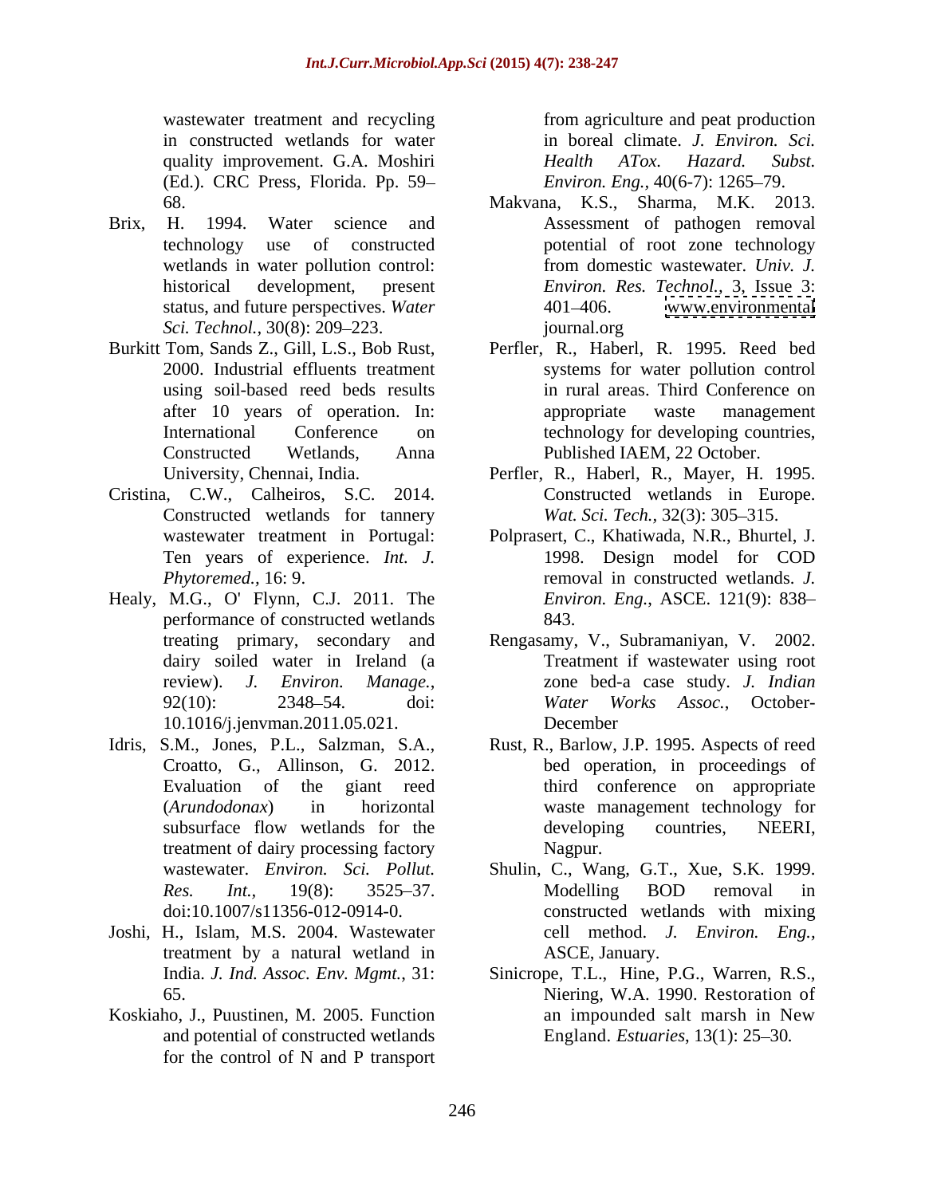wastewater treatment and recycling in constructed wetlands for water quality improvement. G.A. Moshiri (Ed.). CRC Press, Florida. Pp. 59–68.

Brix, H. 1994. Water science and technology use of constructed wetlands in water pollution control: historical development, present status, and future perspectives. *Water Sci. Technol.*, 30(8): 209–223.

Burkitt Tom, Sands Z., Gill, L.S., Bob Rust, 2000. Industrial effluents treatment using soil-based reed beds results after 10 years of operation. In: International Conference on Constructed Wetlands, Anna University, Chennai, India.

Cristina, C.W., Calheiros, S.C. 2014. Constructed wetlands for tannery wastewater treatment in Portugal: Ten years of experience. *Int. J. Phytoremed.*, 16: 9.

Healy, M.G., O' Flynn, C.J. 2011. The performance of constructed wetlands treating primary, secondary and dairy soiled water in Ireland (a review). *J. Environ. Manage.*, 92(10): 2348–54. doi: 10.1016/j.jenvman.2011.05.021.

Idris, S.M., Jones, P.L., Salzman, S.A., Croatto, G., Allinson, G. 2012. Evaluation of the giant reed (*Arundodonax*) in horizontal subsurface flow wetlands for the treatment of dairy processing factory wastewater. *Environ. Sci. Pollut. Res. Int.*, 19(8): 3525–37. doi:10.1007/s11356-012-0914-0.

Joshi, H., Islam, M.S. 2004. Wastewater treatment by a natural wetland in India. *J. Ind. Assoc. Env. Mgmt.*, 31: 65.

Koskiaho, J., Puustinen, M. 2005. Function and potential of constructed wetlands for the control of N and P transport from agriculture and peat production in boreal climate. *J. Environ. Sci. Health ATox. Hazard. Subst. Environ. Eng.*, 40(6-7): 1265–79.

Makvana, K.S., Sharma, M.K. 2013. Assessment of pathogen removal potential of root zone technology from domestic wastewater. *Univ. J. Environ. Res. Technol.*, 3, Issue 3: 401–406. www.environmentaljournal.org

Perfler, R., Haberl, R. 1995. Reed bed systems for water pollution control in rural areas. Third Conference on appropriate waste management technology for developing countries, Published IAEM, 22 October.

Perfler, R., Haberl, R., Mayer, H. 1995. Constructed wetlands in Europe. *Wat. Sci. Tech.*, 32(3): 305–315.

Polprasert, C., Khatiwada, N.R., Bhurtel, J. 1998. Design model for COD removal in constructed wetlands. *J. Environ. Eng.*, ASCE. 121(9): 838–843.

Rengasamy, V., Subramaniyan, V. 2002. Treatment if wastewater using root zone bed-a case study. *J. Indian Water Works Assoc.*, October-December

Rust, R., Barlow, J.P. 1995. Aspects of reed bed operation, in proceedings of third conference on appropriate waste management technology for developing countries, NEERI, Nagpur.

Shulin, C., Wang, G.T., Xue, S.K. 1999. Modelling BOD removal in constructed wetlands with mixing cell method. *J. Environ. Eng.*, ASCE, January.

Sinicrope, T.L., Hine, P.G., Warren, R.S., Niering, W.A. 1990. Restoration of an impounded salt marsh in New England. *Estuaries*, 13(1): 25–30.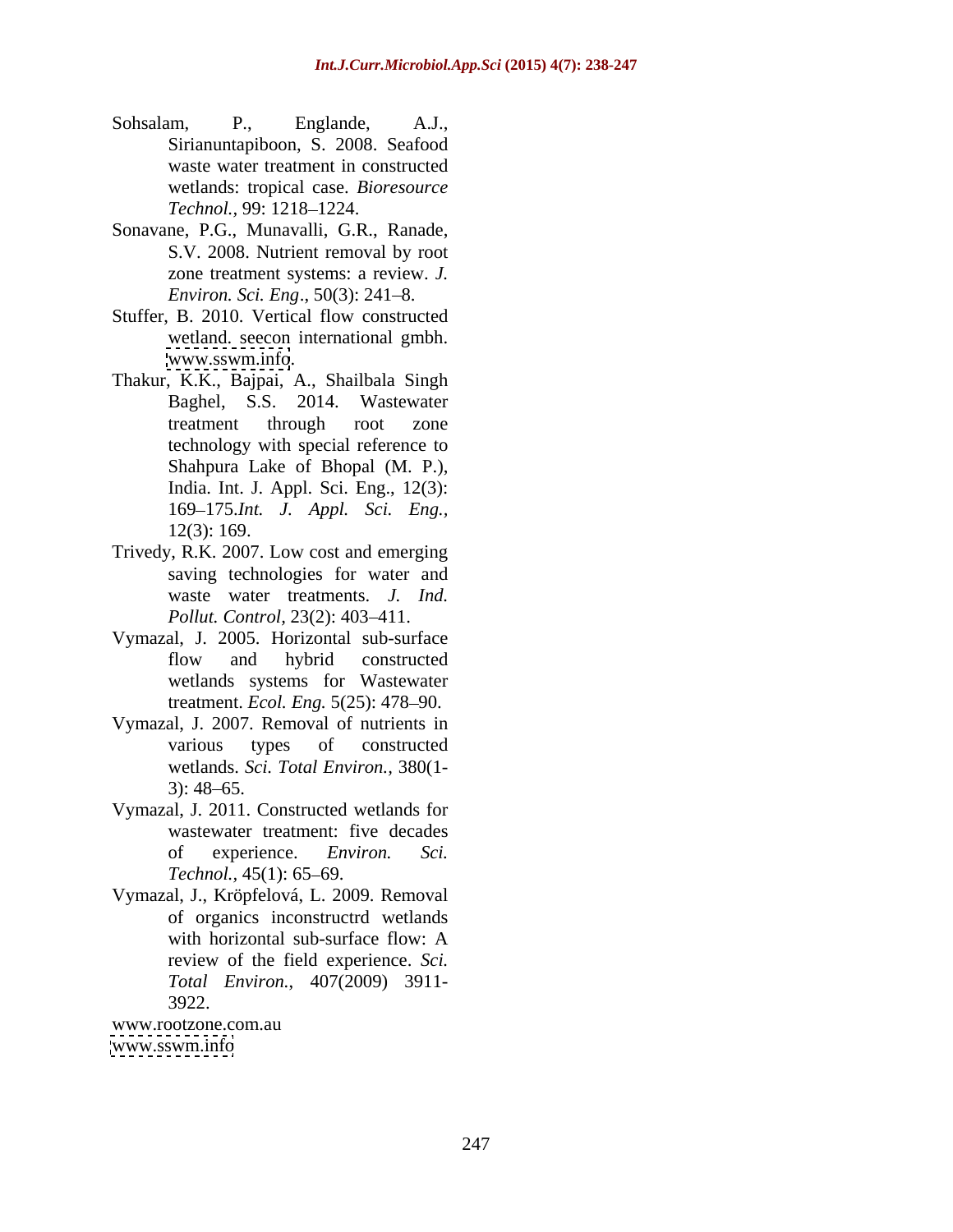Sohsalam, P., Englande, A.J., Sirianuntapiboon, S. 2008. Seafood waste water treatment in constructed wetlands: tropical case. *Bioresource Technol.*, 99: 1218–1224.

Sonavane, P.G., Munavalli, G.R., Ranade, S.V. 2008. Nutrient removal by root zone treatment systems: a review. *J. Environ. Sci. Eng*., 50(3): 241–8.

Stuffer, B. 2010. Vertical flow constructed wetland. seecon international gmbh. www.sswm.info.

Thakur, K.K., Bajpai, A., Shailbala Singh Baghel, S.S. 2014. Wastewater treatment through root zone technology with special reference to Shahpura Lake of Bhopal (M. P.), India. Int. J. Appl. Sci. Eng., 12(3): 169–175.*Int. J. Appl. Sci. Eng.*, 12(3): 169.

Trivedy, R.K. 2007. Low cost and emerging saving technologies for water and waste water treatments. *J. Ind. Pollut. Control*, 23(2): 403–411.

Vymazal, J. 2005. Horizontal sub-surface flow and hybrid constructed wetlands systems for Wastewater treatment. *Ecol. Eng.* 5(25): 478–90.

Vymazal, J. 2007. Removal of nutrients in various types of constructed wetlands. *Sci. Total Environ.*, 380(1-3): 48–65.

Vymazal, J. 2011. Constructed wetlands for wastewater treatment: five decades of experience. *Environ. Sci. Technol.*, 45(1): 65–69.

Vymazal, J., Kröpfelová, L. 2009. Removal of organics inconstructrd wetlands with horizontal sub-surface flow: A review of the field experience. *Sci. Total Environ.*, 407(2009) 3911-3922.

www.rootzone.com.au

www.sswm.info